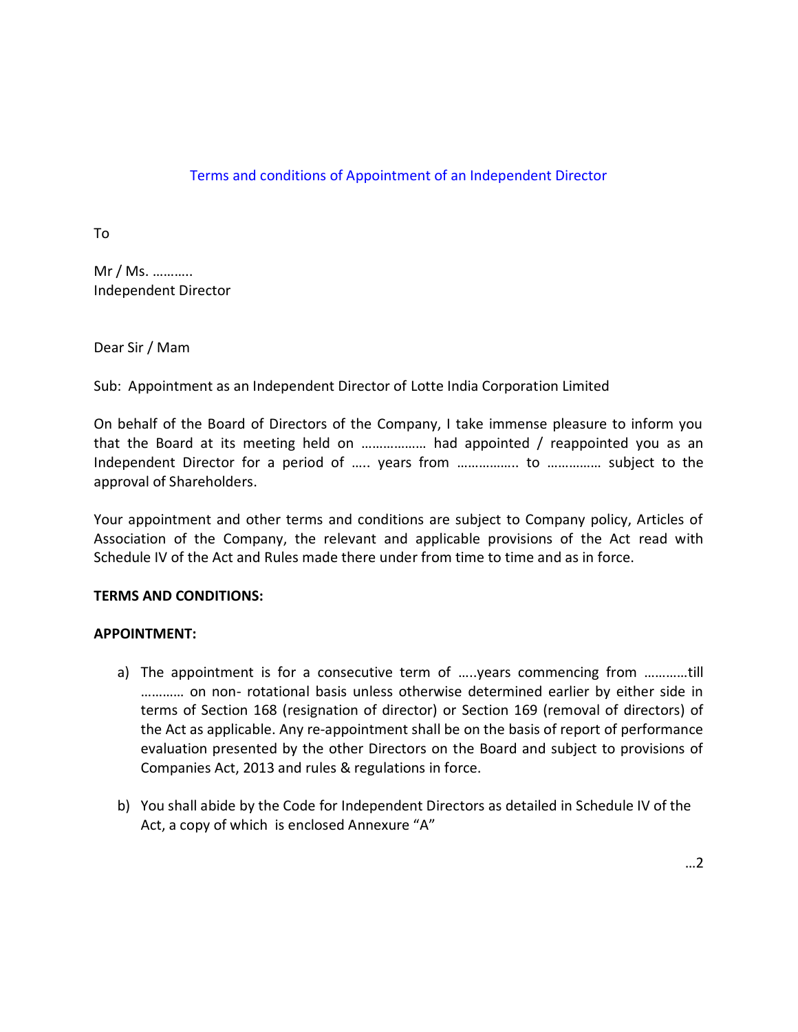## Terms and conditions of Appointment of an Independent Director

To

Mr / Ms. ………..
Independent Director

Dear Sir / Mam

Sub: Appointment as an Independent Director of Lotte India Corporation Limited

On behalf of the Board of Directors of the Company, I take immense pleasure to inform you that the Board at its meeting held on ……………… had appointed / reappointed you as an Independent Director for a period of ….. years from …………….. to …………… subject to the approval of Shareholders.

Your appointment and other terms and conditions are subject to Company policy, Articles of Association of the Company, the relevant and applicable provisions of the Act read with Schedule IV of the Act and Rules made there under from time to time and as in force.

**TERMS AND CONDITIONS:**

**APPOINTMENT:**

a) The appointment is for a consecutive term of …..years commencing from …………till ………… on non- rotational basis unless otherwise determined earlier by either side in terms of Section 168 (resignation of director) or Section 169 (removal of directors) of the Act as applicable. Any re-appointment shall be on the basis of report of performance evaluation presented by the other Directors on the Board and subject to provisions of Companies Act, 2013 and rules & regulations in force.

b) You shall abide by the Code for Independent Directors as detailed in Schedule IV of the Act, a copy of which is enclosed Annexure "A"

…2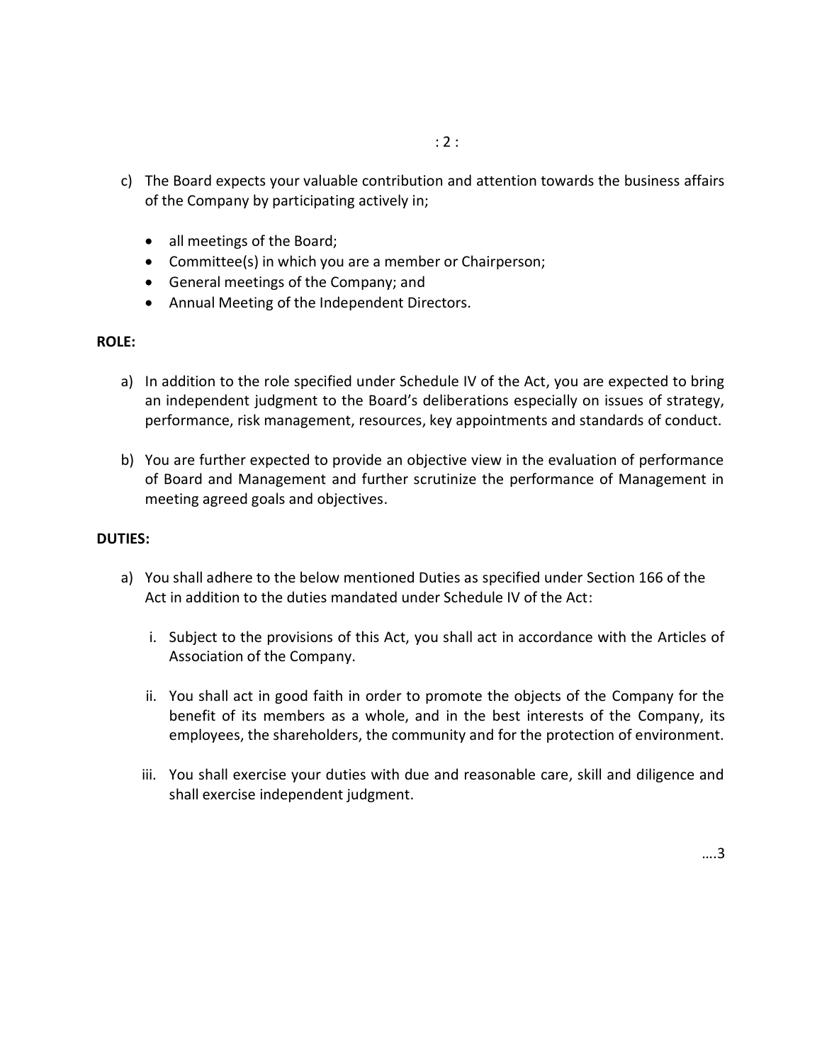c) The Board expects your valuable contribution and attention towards the business affairs of the Company by participating actively in;

   - all meetings of the Board;
   - Committee(s) in which you are a member or Chairperson;
   - General meetings of the Company; and
   - Annual Meeting of the Independent Directors.

**ROLE:**

a) In addition to the role specified under Schedule IV of the Act, you are expected to bring an independent judgment to the Board's deliberations especially on issues of strategy, performance, risk management, resources, key appointments and standards of conduct.

b) You are further expected to provide an objective view in the evaluation of performance of Board and Management and further scrutinize the performance of Management in meeting agreed goals and objectives.

**DUTIES:**

a) You shall adhere to the below mentioned Duties as specified under Section 166 of the Act in addition to the duties mandated under Schedule IV of the Act:

   i. Subject to the provisions of this Act, you shall act in accordance with the Articles of Association of the Company.

   ii. You shall act in good faith in order to promote the objects of the Company for the benefit of its members as a whole, and in the best interests of the Company, its employees, the shareholders, the community and for the protection of environment.

   iii. You shall exercise your duties with due and reasonable care, skill and diligence and shall exercise independent judgment.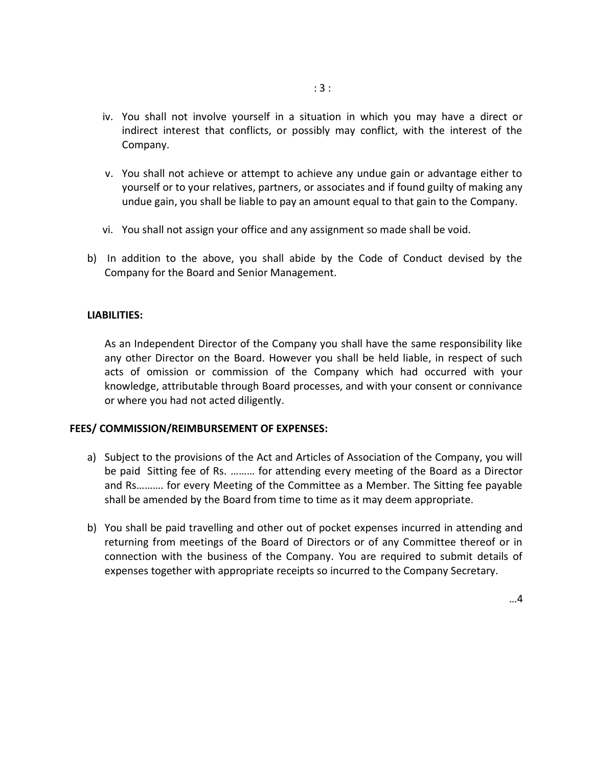iv. You shall not involve yourself in a situation in which you may have a direct or indirect interest that conflicts, or possibly may conflict, with the interest of the Company.

v. You shall not achieve or attempt to achieve any undue gain or advantage either to yourself or to your relatives, partners, or associates and if found guilty of making any undue gain, you shall be liable to pay an amount equal to that gain to the Company.

vi. You shall not assign your office and any assignment so made shall be void.

b) In addition to the above, you shall abide by the Code of Conduct devised by the Company for the Board and Senior Management.

**LIABILITIES:**

As an Independent Director of the Company you shall have the same responsibility like any other Director on the Board. However you shall be held liable, in respect of such acts of omission or commission of the Company which had occurred with your knowledge, attributable through Board processes, and with your consent or connivance or where you had not acted diligently.

**FEES/ COMMISSION/REIMBURSEMENT OF EXPENSES:**

a) Subject to the provisions of the Act and Articles of Association of the Company, you will be paid Sitting fee of Rs. ……… for attending every meeting of the Board as a Director and Rs………. for every Meeting of the Committee as a Member. The Sitting fee payable shall be amended by the Board from time to time as it may deem appropriate.

b) You shall be paid travelling and other out of pocket expenses incurred in attending and returning from meetings of the Board of Directors or of any Committee thereof or in connection with the business of the Company. You are required to submit details of expenses together with appropriate receipts so incurred to the Company Secretary.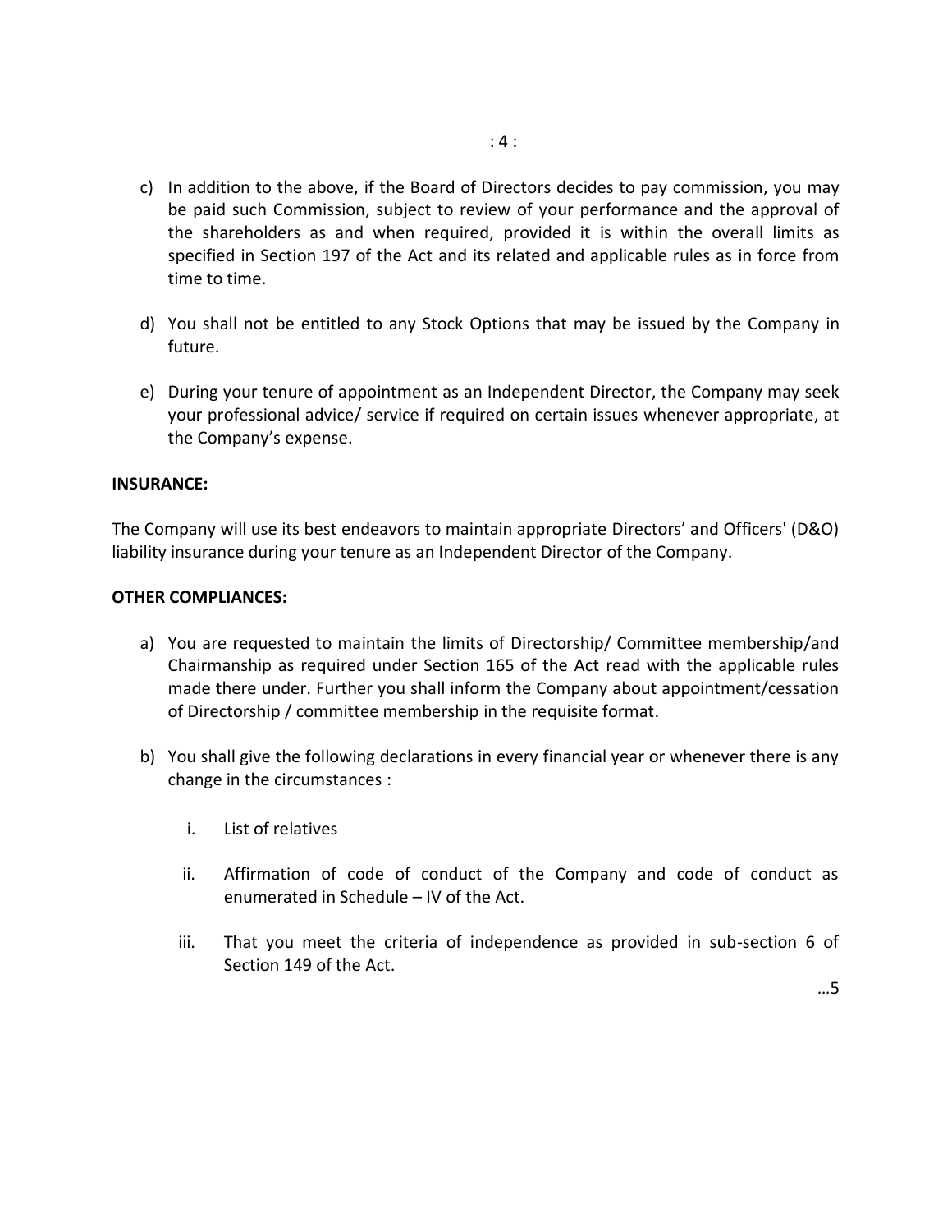c) In addition to the above, if the Board of Directors decides to pay commission, you may be paid such Commission, subject to review of your performance and the approval of the shareholders as and when required, provided it is within the overall limits as specified in Section 197 of the Act and its related and applicable rules as in force from time to time.

d) You shall not be entitled to any Stock Options that may be issued by the Company in future.

e) During your tenure of appointment as an Independent Director, the Company may seek your professional advice/ service if required on certain issues whenever appropriate, at the Company's expense.

**INSURANCE:**

The Company will use its best endeavors to maintain appropriate Directors' and Officers' (D&O) liability insurance during your tenure as an Independent Director of the Company.

**OTHER COMPLIANCES:**

a) You are requested to maintain the limits of Directorship/ Committee membership/and Chairmanship as required under Section 165 of the Act read with the applicable rules made there under. Further you shall inform the Company about appointment/cessation of Directorship / committee membership in the requisite format.

b) You shall give the following declarations in every financial year or whenever there is any change in the circumstances :

   i. List of relatives

   ii. Affirmation of code of conduct of the Company and code of conduct as enumerated in Schedule – IV of the Act.

   iii. That you meet the criteria of independence as provided in sub-section 6 of Section 149 of the Act.

…5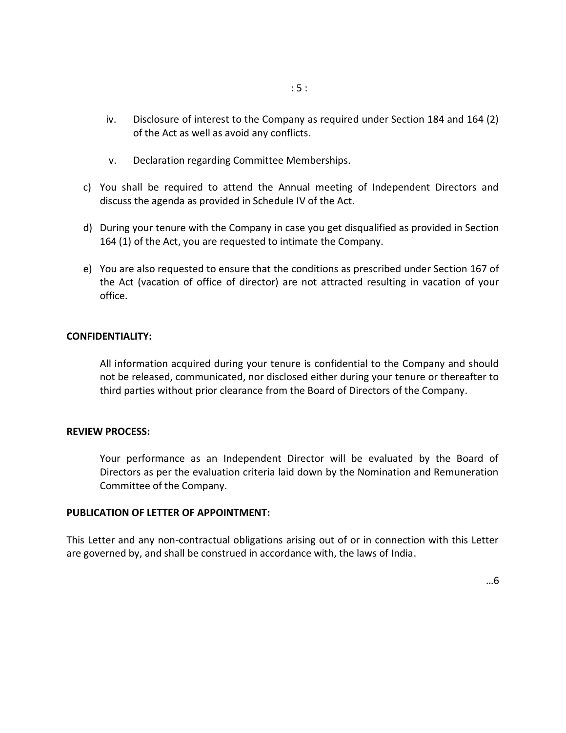iv. Disclosure of interest to the Company as required under Section 184 and 164 (2) of the Act as well as avoid any conflicts.

v. Declaration regarding Committee Memberships.

c) You shall be required to attend the Annual meeting of Independent Directors and discuss the agenda as provided in Schedule IV of the Act.

d) During your tenure with the Company in case you get disqualified as provided in Section 164 (1) of the Act, you are requested to intimate the Company.

e) You are also requested to ensure that the conditions as prescribed under Section 167 of the Act (vacation of office of director) are not attracted resulting in vacation of your office.

**CONFIDENTIALITY:**

All information acquired during your tenure is confidential to the Company and should not be released, communicated, nor disclosed either during your tenure or thereafter to third parties without prior clearance from the Board of Directors of the Company.

**REVIEW PROCESS:**

Your performance as an Independent Director will be evaluated by the Board of Directors as per the evaluation criteria laid down by the Nomination and Remuneration Committee of the Company.

**PUBLICATION OF LETTER OF APPOINTMENT:**

This Letter and any non-contractual obligations arising out of or in connection with this Letter are governed by, and shall be construed in accordance with, the laws of India.

…6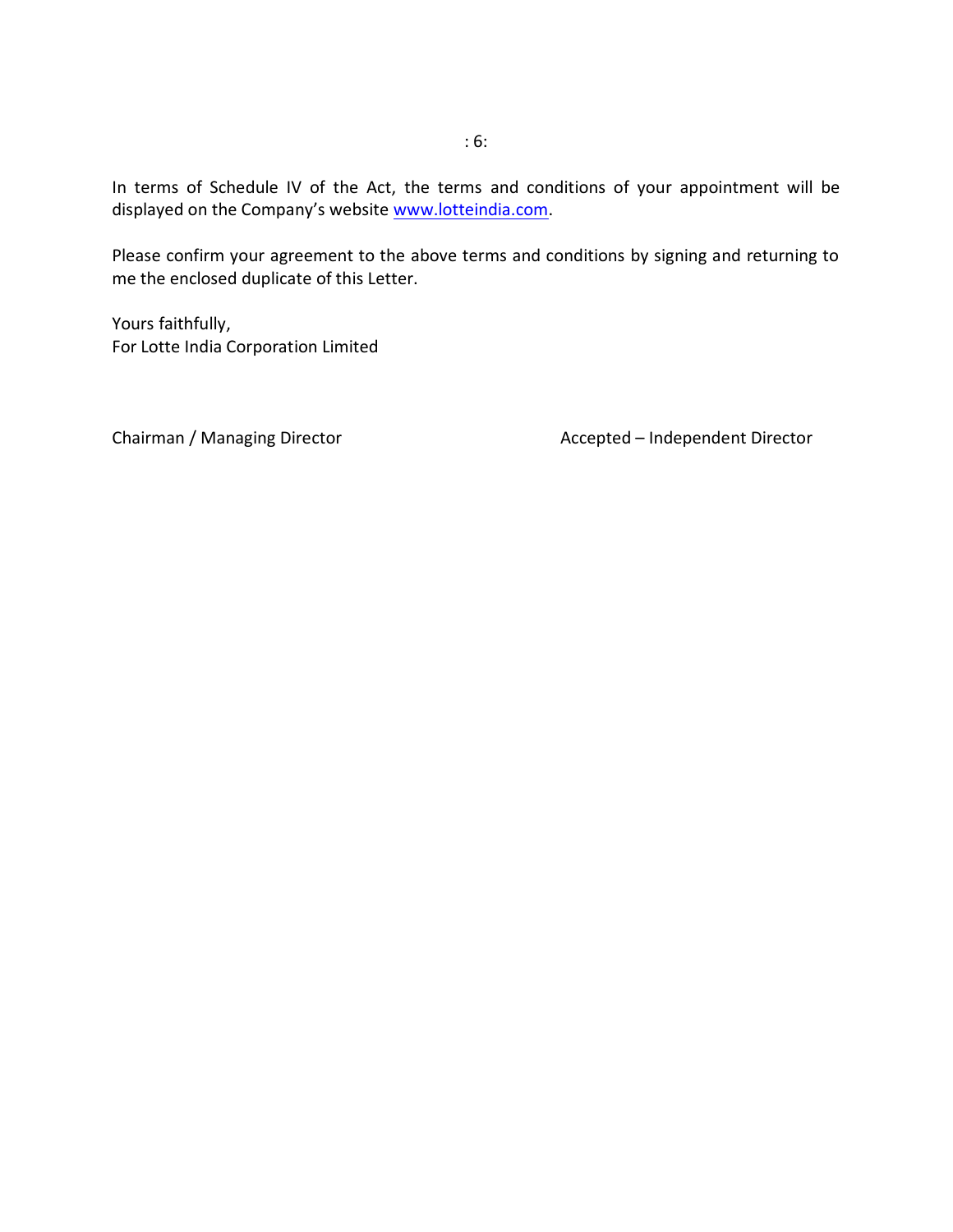In terms of Schedule IV of the Act, the terms and conditions of your appointment will be displayed on the Company's website [www.lotteindia.com](http://www.lotteindia.com).

Please confirm your agreement to the above terms and conditions by signing and returning to me the enclosed duplicate of this Letter.

Yours faithfully,
For Lotte India Corporation Limited

Chairman / Managing Director

Accepted – Independent Director